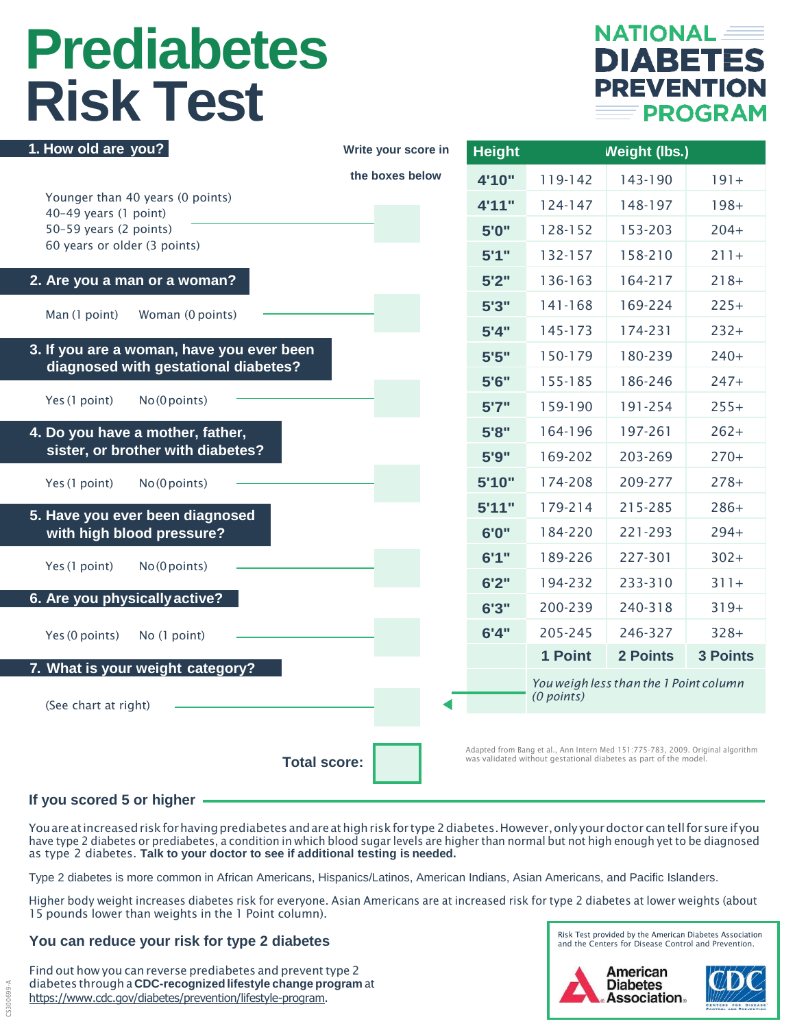# Prediabetes Risk Test

NATIONAL DIABETES PREVENTION PROGRAM

Write your score in the boxes below

## 1. How old are you?

Younger than 40 years (0 points)
40–49 years (1 point)
50–59 years (2 points)
60 years or older (3 points)

## 2. Are you a man or a woman?

Man (1 point) Woman (0 points)

## 3. If you are a woman, have you ever been diagnosed with gestational diabetes?

Yes (1 point) No (0 points)

## 4. Do you have a mother, father, sister, or brother with diabetes?

Yes (1 point) No (0 points)

## 5. Have you ever been diagnosed with high blood pressure?

Yes (1 point) No (0 points)

## 6. Are you physically active?

Yes (0 points) No (1 point)

## 7. What is your weight category?

(See chart at right)

**Total score:**

| Height | Weight (lbs.) | | |
|---|---|---|---|
| 4'10" | 119-142 | 143-190 | 191+ |
| 4'11" | 124-147 | 148-197 | 198+ |
| 5'0" | 128-152 | 153-203 | 204+ |
| 5'1" | 132-157 | 158-210 | 211+ |
| 5'2" | 136-163 | 164-217 | 218+ |
| 5'3" | 141-168 | 169-224 | 225+ |
| 5'4" | 145-173 | 174-231 | 232+ |
| 5'5" | 150-179 | 180-239 | 240+ |
| 5'6" | 155-185 | 186-246 | 247+ |
| 5'7" | 159-190 | 191-254 | 255+ |
| 5'8" | 164-196 | 197-261 | 262+ |
| 5'9" | 169-202 | 203-269 | 270+ |
| 5'10" | 174-208 | 209-277 | 278+ |
| 5'11" | 179-214 | 215-285 | 286+ |
| 6'0" | 184-220 | 221-293 | 294+ |
| 6'1" | 189-226 | 227-301 | 302+ |
| 6'2" | 194-232 | 233-310 | 311+ |
| 6'3" | 200-239 | 240-318 | 319+ |
| 6'4" | 205-245 | 246-327 | 328+ |
| | **1 Point** | **2 Points** | **3 Points** |
| | *You weigh less than the 1 Point column (0 points)* | | |

Adapted from Bang et al., Ann Intern Med 151:775-783, 2009. Original algorithm was validated without gestational diabetes as part of the model.

## If you scored 5 or higher

You are at increased risk for having prediabetes and are at high risk for type 2 diabetes. However, only your doctor can tell for sure if you have type 2 diabetes or prediabetes, a condition in which blood sugar levels are higher than normal but not high enough yet to be diagnosed as type 2 diabetes. **Talk to your doctor to see if additional testing is needed.**

Type 2 diabetes is more common in African Americans, Hispanics/Latinos, American Indians, Asian Americans, and Pacific Islanders.

Higher body weight increases diabetes risk for everyone. Asian Americans are at increased risk for type 2 diabetes at lower weights (about 15 pounds lower than weights in the 1 Point column).

## You can reduce your risk for type 2 diabetes

Find out how you can reverse prediabetes and prevent type 2 diabetes through a **CDC-recognized lifestyle change program** at https://www.cdc.gov/diabetes/prevention/lifestyle-program.

Risk Test provided by the American Diabetes Association and the Centers for Disease Control and Prevention.

American Diabetes Association. CDC

CS300699-A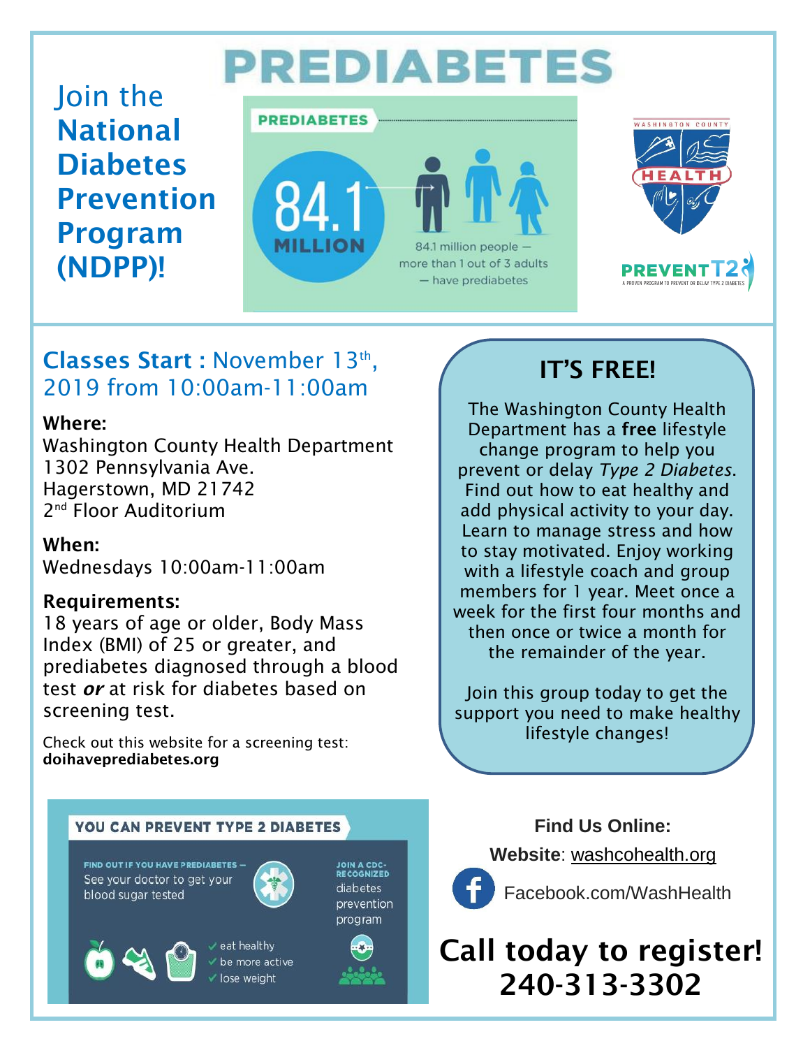# PREDIABETES

## Join the **National Diabetes Prevention Program (NDPP)!**

PREDIABETES

84.1 MILLION

84.1 million people — more than 1 out of 3 adults — have prediabetes

WASHINGTON COUNTY HEALTH

PREVENT T2

A PROVEN PROGRAM TO PREVENT OR DELAY TYPE 2 DIABETES

### **Classes Start :** November 13th, 2019 from 10:00am-11:00am

**Where:**
Washington County Health Department
1302 Pennsylvania Ave.
Hagerstown, MD 21742
2nd Floor Auditorium

**When:**
Wednesdays 10:00am-11:00am

**Requirements:**
18 years of age or older, Body Mass Index (BMI) of 25 or greater, and prediabetes diagnosed through a blood test ***or*** at risk for diabetes based on screening test.

Check out this website for a screening test: **doihaveprediabetes.org**

## IT'S FREE!

The Washington County Health Department has a **free** lifestyle change program to help you prevent or delay *Type 2 Diabetes*. Find out how to eat healthy and add physical activity to your day. Learn to manage stress and how to stay motivated. Enjoy working with a lifestyle coach and group members for 1 year. Meet once a week for the first four months and then once or twice a month for the remainder of the year.

Join this group today to get the support you need to make healthy lifestyle changes!

### YOU CAN PREVENT TYPE 2 DIABETES

FIND OUT IF YOU HAVE PREDIABETES — See your doctor to get your blood sugar tested

JOIN A CDC-RECOGNIZED diabetes prevention program

✓ eat healthy
✓ be more active
✓ lose weight

**Find Us Online:**

**Website**: washcohealth.org

Facebook.com/WashHealth

## Call today to register! 240-313-3302